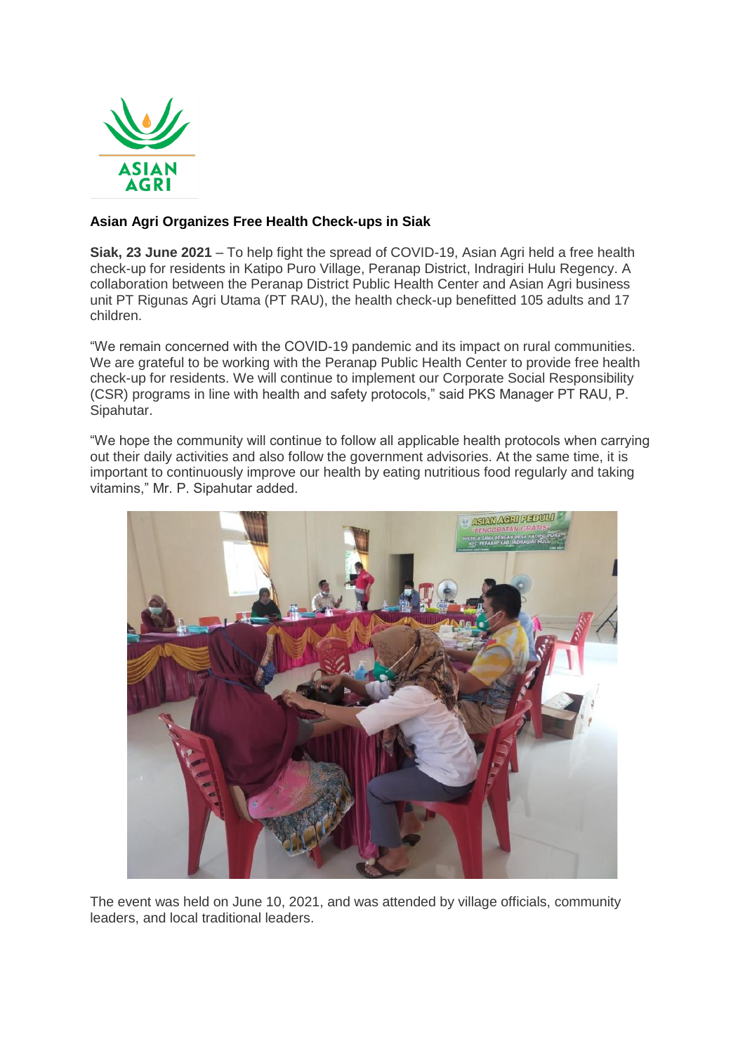**Asian Agri Organizes Free Health Check-ups in Siak**

**Siak, 23 June 2021** – To help fight the spread of COVID-19, Asian Agri held a free health check-up for residents in Katipo Puro Village, Peranap District, Indragiri Hulu Regency. A collaboration between the Peranap District Public Health Center and Asian Agri business unit PT Rigunas Agri Utama (PT RAU), the health check-up benefitted 105 adults and 17 children.

"We remain concerned with the COVID-19 pandemic and its impact on rural communities. We are grateful to be working with the Peranap Public Health Center to provide free health check-up for residents. We will continue to implement our Corporate Social Responsibility (CSR) programs in line with health and safety protocols," said PKS Manager PT RAU, P. Sipahutar.

"We hope the community will continue to follow all applicable health protocols when carrying out their daily activities and also follow the government advisories. At the same time, it is important to continuously improve our health by eating nutritious food regularly and taking vitamins," Mr. P. Sipahutar added.

The event was held on June 10, 2021, and was attended by village officials, community leaders, and local traditional leaders.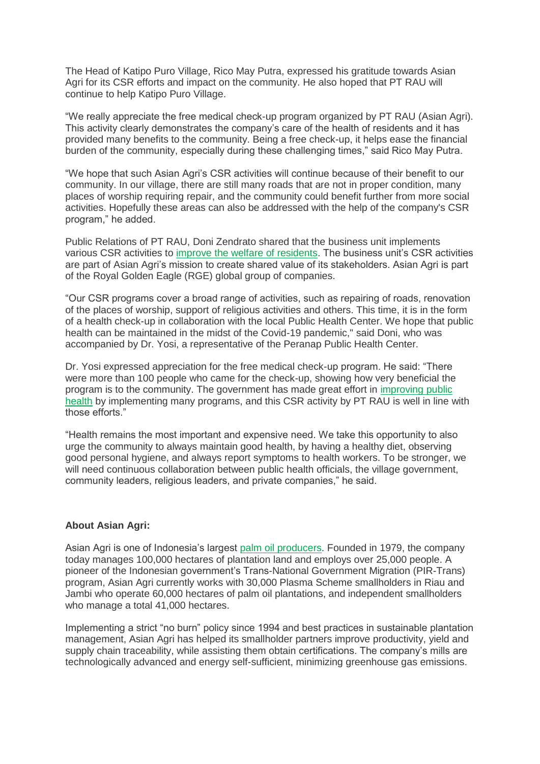The Head of Katipo Puro Village, Rico May Putra, expressed his gratitude towards Asian Agri for its CSR efforts and impact on the community. He also hoped that PT RAU will continue to help Katipo Puro Village.

"We really appreciate the free medical check-up program organized by PT RAU (Asian Agri). This activity clearly demonstrates the company's care of the health of residents and it has provided many benefits to the community. Being a free check-up, it helps ease the financial burden of the community, especially during these challenging times," said Rico May Putra.

"We hope that such Asian Agri's CSR activities will continue because of their benefit to our community. In our village, there are still many roads that are not in proper condition, many places of worship requiring repair, and the community could benefit further from more social activities. Hopefully these areas can also be addressed with the help of the company's CSR program," he added.

Public Relations of PT RAU, Doni Zendrato shared that the business unit implements various CSR activities to improve the welfare of residents. The business unit's CSR activities are part of Asian Agri's mission to create shared value of its stakeholders. Asian Agri is part of the Royal Golden Eagle (RGE) global group of companies.

"Our CSR programs cover a broad range of activities, such as repairing of roads, renovation of the places of worship, support of religious activities and others. This time, it is in the form of a health check-up in collaboration with the local Public Health Center. We hope that public health can be maintained in the midst of the Covid-19 pandemic," said Doni, who was accompanied by Dr. Yosi, a representative of the Peranap Public Health Center.

Dr. Yosi expressed appreciation for the free medical check-up program. He said: "There were more than 100 people who came for the check-up, showing how very beneficial the program is to the community. The government has made great effort in improving public health by implementing many programs, and this CSR activity by PT RAU is well in line with those efforts."

"Health remains the most important and expensive need. We take this opportunity to also urge the community to always maintain good health, by having a healthy diet, observing good personal hygiene, and always report symptoms to health workers. To be stronger, we will need continuous collaboration between public health officials, the village government, community leaders, religious leaders, and private companies," he said.

**About Asian Agri:**

Asian Agri is one of Indonesia's largest palm oil producers. Founded in 1979, the company today manages 100,000 hectares of plantation land and employs over 25,000 people. A pioneer of the Indonesian government's Trans-National Government Migration (PIR-Trans) program, Asian Agri currently works with 30,000 Plasma Scheme smallholders in Riau and Jambi who operate 60,000 hectares of palm oil plantations, and independent smallholders who manage a total 41,000 hectares.

Implementing a strict "no burn" policy since 1994 and best practices in sustainable plantation management, Asian Agri has helped its smallholder partners improve productivity, yield and supply chain traceability, while assisting them obtain certifications. The company's mills are technologically advanced and energy self-sufficient, minimizing greenhouse gas emissions.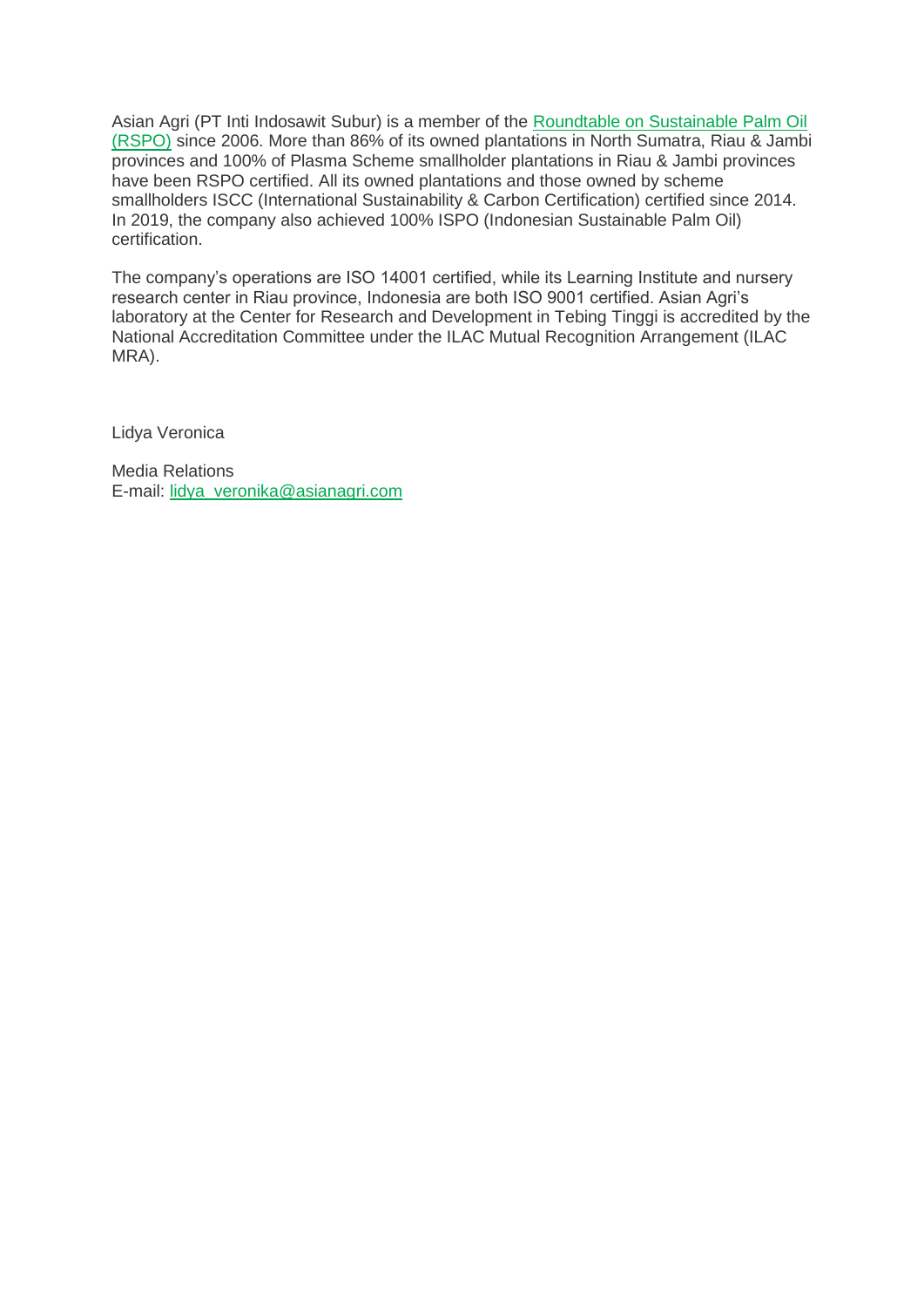Asian Agri (PT Inti Indosawit Subur) is a member of the [Roundtable on Sustainable Palm Oil (RSPO)] since 2006. More than 86% of its owned plantations in North Sumatra, Riau & Jambi provinces and 100% of Plasma Scheme smallholder plantations in Riau & Jambi provinces have been RSPO certified. All its owned plantations and those owned by scheme smallholders ISCC (International Sustainability & Carbon Certification) certified since 2014. In 2019, the company also achieved 100% ISPO (Indonesian Sustainable Palm Oil) certification.

The company's operations are ISO 14001 certified, while its Learning Institute and nursery research center in Riau province, Indonesia are both ISO 9001 certified. Asian Agri's laboratory at the Center for Research and Development in Tebing Tinggi is accredited by the National Accreditation Committee under the ILAC Mutual Recognition Arrangement (ILAC MRA).

Lidya Veronica

Media Relations
E-mail: lidya_veronika@asianagri.com